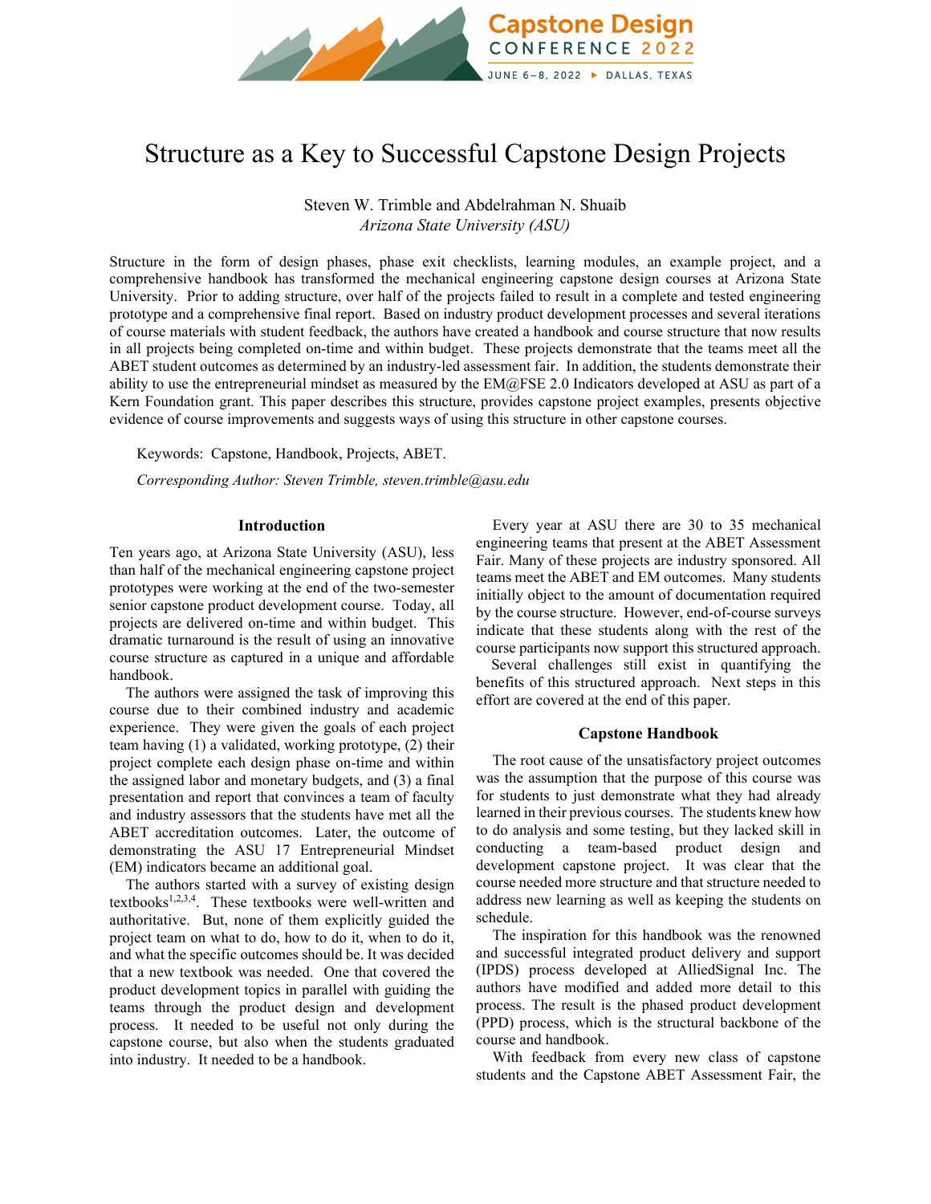# Structure as a Key to Successful Capstone Design Projects

Steven W. Trimble and Abdelrahman N. Shuaib
*Arizona State University (ASU)*

Structure in the form of design phases, phase exit checklists, learning modules, an example project, and a comprehensive handbook has transformed the mechanical engineering capstone design courses at Arizona State University. Prior to adding structure, over half of the projects failed to result in a complete and tested engineering prototype and a comprehensive final report. Based on industry product development processes and several iterations of course materials with student feedback, the authors have created a handbook and course structure that now results in all projects being completed on-time and within budget. These projects demonstrate that the teams meet all the ABET student outcomes as determined by an industry-led assessment fair. In addition, the students demonstrate their ability to use the entrepreneurial mindset as measured by the EM@FSE 2.0 Indicators developed at ASU as part of a Kern Foundation grant. This paper describes this structure, provides capstone project examples, presents objective evidence of course improvements and suggests ways of using this structure in other capstone courses.

Keywords: Capstone, Handbook, Projects, ABET.

*Corresponding Author: Steven Trimble, steven.trimble@asu.edu*

## Introduction

Ten years ago, at Arizona State University (ASU), less than half of the mechanical engineering capstone project prototypes were working at the end of the two-semester senior capstone product development course. Today, all projects are delivered on-time and within budget. This dramatic turnaround is the result of using an innovative course structure as captured in a unique and affordable handbook.

The authors were assigned the task of improving this course due to their combined industry and academic experience. They were given the goals of each project team having (1) a validated, working prototype, (2) their project complete each design phase on-time and within the assigned labor and monetary budgets, and (3) a final presentation and report that convinces a team of faculty and industry assessors that the students have met all the ABET accreditation outcomes. Later, the outcome of demonstrating the ASU 17 Entrepreneurial Mindset (EM) indicators became an additional goal.

The authors started with a survey of existing design textbooks[1,2,3,4]. These textbooks were well-written and authoritative. But, none of them explicitly guided the project team on what to do, how to do it, when to do it, and what the specific outcomes should be. It was decided that a new textbook was needed. One that covered the product development topics in parallel with guiding the teams through the product design and development process. It needed to be useful not only during the capstone course, but also when the students graduated into industry. It needed to be a handbook.

Every year at ASU there are 30 to 35 mechanical engineering teams that present at the ABET Assessment Fair. Many of these projects are industry sponsored. All teams meet the ABET and EM outcomes. Many students initially object to the amount of documentation required by the course structure. However, end-of-course surveys indicate that these students along with the rest of the course participants now support this structured approach.

Several challenges still exist in quantifying the benefits of this structured approach. Next steps in this effort are covered at the end of this paper.

## Capstone Handbook

The root cause of the unsatisfactory project outcomes was the assumption that the purpose of this course was for students to just demonstrate what they had already learned in their previous courses. The students knew how to do analysis and some testing, but they lacked skill in conducting a team-based product design and development capstone project. It was clear that the course needed more structure and that structure needed to address new learning as well as keeping the students on schedule.

The inspiration for this handbook was the renowned and successful integrated product delivery and support (IPDS) process developed at AlliedSignal Inc. The authors have modified and added more detail to this process. The result is the phased product development (PPD) process, which is the structural backbone of the course and handbook.

With feedback from every new class of capstone students and the Capstone ABET Assessment Fair, the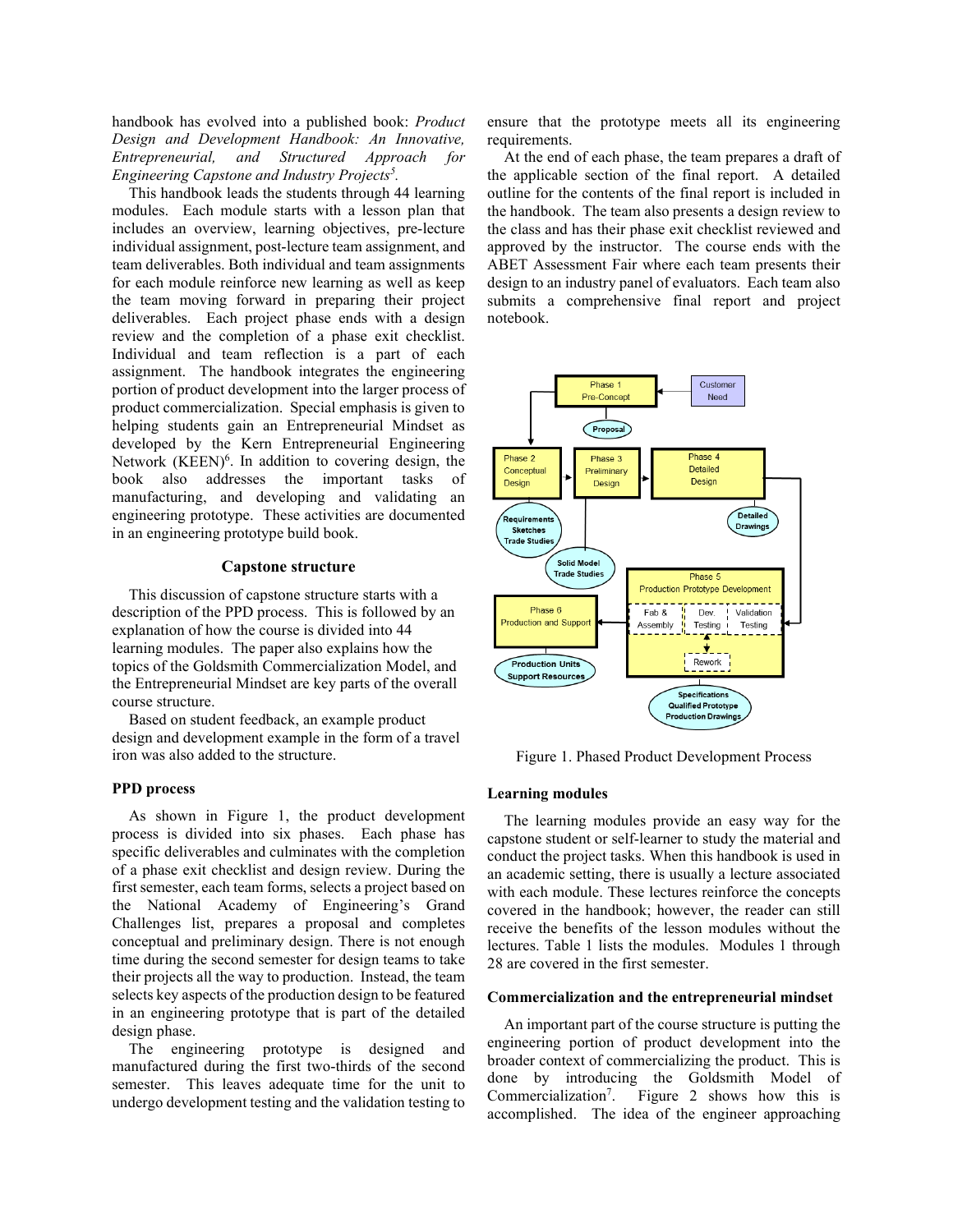handbook has evolved into a published book: *Product Design and Development Handbook: An Innovative, Entrepreneurial, and Structured Approach for Engineering Capstone and Industry Projects*[5].

This handbook leads the students through 44 learning modules. Each module starts with a lesson plan that includes an overview, learning objectives, pre-lecture individual assignment, post-lecture team assignment, and team deliverables. Both individual and team assignments for each module reinforce new learning as well as keep the team moving forward in preparing their project deliverables. Each project phase ends with a design review and the completion of a phase exit checklist. Individual and team reflection is a part of each assignment. The handbook integrates the engineering portion of product development into the larger process of product commercialization. Special emphasis is given to helping students gain an Entrepreneurial Mindset as developed by the Kern Entrepreneurial Engineering Network (KEEN)[6]. In addition to covering design, the book also addresses the important tasks of manufacturing, and developing and validating an engineering prototype. These activities are documented in an engineering prototype build book.

## Capstone structure

This discussion of capstone structure starts with a description of the PPD process. This is followed by an explanation of how the course is divided into 44 learning modules. The paper also explains how the topics of the Goldsmith Commercialization Model, and the Entrepreneurial Mindset are key parts of the overall course structure.

Based on student feedback, an example product design and development example in the form of a travel iron was also added to the structure.

### PPD process

As shown in Figure 1, the product development process is divided into six phases. Each phase has specific deliverables and culminates with the completion of a phase exit checklist and design review. During the first semester, each team forms, selects a project based on the National Academy of Engineering's Grand Challenges list, prepares a proposal and completes conceptual and preliminary design. There is not enough time during the second semester for design teams to take their projects all the way to production. Instead, the team selects key aspects of the production design to be featured in an engineering prototype that is part of the detailed design phase.

The engineering prototype is designed and manufactured during the first two-thirds of the second semester. This leaves adequate time for the unit to undergo development testing and the validation testing to ensure that the prototype meets all its engineering requirements.

At the end of each phase, the team prepares a draft of the applicable section of the final report. A detailed outline for the contents of the final report is included in the handbook. The team also presents a design review to the class and has their phase exit checklist reviewed and approved by the instructor. The course ends with the ABET Assessment Fair where each team presents their design to an industry panel of evaluators. Each team also submits a comprehensive final report and project notebook.

Figure 1. Phased Product Development Process

### Learning modules

The learning modules provide an easy way for the capstone student or self-learner to study the material and conduct the project tasks. When this handbook is used in an academic setting, there is usually a lecture associated with each module. These lectures reinforce the concepts covered in the handbook; however, the reader can still receive the benefits of the lesson modules without the lectures. Table 1 lists the modules. Modules 1 through 28 are covered in the first semester.

### Commercialization and the entrepreneurial mindset

An important part of the course structure is putting the engineering portion of product development into the broader context of commercializing the product. This is done by introducing the Goldsmith Model of Commercialization[7]. Figure 2 shows how this is accomplished. The idea of the engineer approaching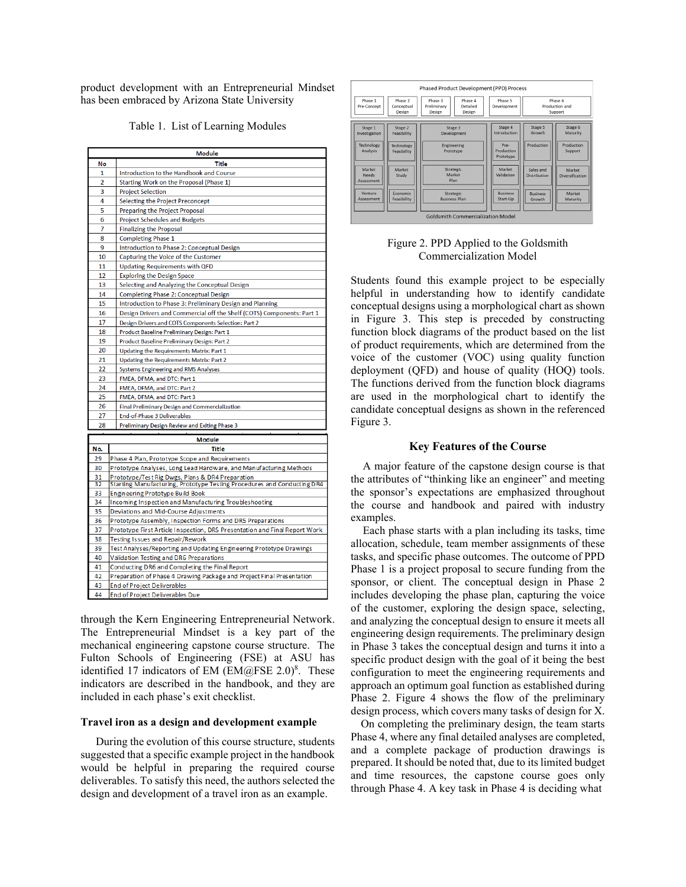product development with an Entrepreneurial Mindset has been embraced by Arizona State University

Table 1. List of Learning Modules

| No | Module Title |
|---|---|
| 1 | Introduction to the Handbook and Course |
| 2 | Starting Work on the Proposal (Phase 1) |
| 3 | Project Selection |
| 4 | Selecting the Project Preconcept |
| 5 | Preparing the Project Proposal |
| 6 | Project Schedules and Budgets |
| 7 | Finalizing the Proposal |
| 8 | Completing Phase 1 |
| 9 | Introduction to Phase 2: Conceptual Design |
| 10 | Capturing the Voice of the Customer |
| 11 | Updating Requirements with QFD |
| 12 | Exploring the Design Space |
| 13 | Selecting and Analyzing the Conceptual Design |
| 14 | Completing Phase 2: Conceptual Design |
| 15 | Introduction to Phase 3: Preliminary Design and Planning |
| 16 | Design Drivers and Commercial off the Shelf (COTS) Components: Part 1 |
| 17 | Design Drivers and COTS Components Selection: Part 2 |
| 18 | Product Baseline Preliminary Design: Part 1 |
| 19 | Product Baseline Preliminary Design: Part 2 |
| 20 | Updating the Requirements Matrix: Part 1 |
| 21 | Updating the Requirements Matrix: Part 2 |
| 22 | Systems Engineering and RMS Analyses |
| 23 | FMEA, DFMA, and DTC: Part 1 |
| 24 | FMEA, DFMA, and DTC: Part 2 |
| 25 | FMEA, DFMA, and DTC: Part 3 |
| 26 | Final Preliminary Design and Commercialization |
| 27 | End-of-Phase 3 Deliverables |
| 28 | Preliminary Design Review and Exiting Phase 3 |
| 29 | Phase 4 Plan, Prototype Scope and Requirements |
| 30 | Prototype Analyses, Long Lead Hardware, and Manufacturing Methods |
| 31 | Prototype/Test Rig Dwgs, Plans & DR4 Preparation |
| 32 | Starting Manufacturing, Prototype Testing Procedures and Conducting DR4 |
| 33 | Engineering Prototype Build Book |
| 34 | Incoming Inspection and Manufacturing Troubleshooting |
| 35 | Deviations and Mid-Course Adjustments |
| 36 | Prototype Assembly, Inspection Forms and DR5 Preparations |
| 37 | Prototype First Article Inspection, DR5 Presentation and Final Report Work |
| 38 | Testing Issues and Repair/Rework |
| 39 | Test Analyses/Reporting and Updating Engineering Prototype Drawings |
| 40 | Validation Testing and DR6 Preparations |
| 41 | Conducting DR6 and Completing the Final Report |
| 42 | Preparation of Phase 4 Drawing Package and Project Final Presentation |
| 43 | End of Project Deliverables |
| 44 | End of Project Deliverables Due |

through the Kern Engineering Entrepreneurial Network. The Entrepreneurial Mindset is a key part of the mechanical engineering capstone course structure. The Fulton Schools of Engineering (FSE) at ASU has identified 17 indicators of EM (EM@FSE 2.0)[8]. These indicators are described in the handbook, and they are included in each phase's exit checklist.

### Travel iron as a design and development example

During the evolution of this course structure, students suggested that a specific example project in the handbook would be helpful in preparing the required course deliverables. To satisfy this need, the authors selected the design and development of a travel iron as an example.

| Phased Product Development (PPD) Process | | | | | |
|---|---|---|---|---|---|
| Phase 1 Pre-Concept | Phase 2 Conceptual Design | Phase 3 Preliminary Design | Phase 4 Detailed Design | Phase 5 Development | Phase 6 Production and Support |

| Stage 1 Investigation | Stage 2 Feasibility | Stage 3 Development | Stage 4 Introduction | Stage 5 Growth | Stage 6 Maturity |
|---|---|---|---|---|---|
| Technology Analysis | Technology Feasibility | Engineering Prototype | Pre-Production Prototype | Production | Production Support |
| Market Needs Assessment | Market Study | Strategic Market Plan | Market Validation | Sales and Distribution | Market Diversification |
| Venture Assessment | Economic Feasibility | Strategic Business Plan | Business Start-Up | Business Growth | Market Maturity |

Goldsmith Commercialization Model

Figure 2. PPD Applied to the Goldsmith Commercialization Model

Students found this example project to be especially helpful in understanding how to identify candidate conceptual designs using a morphological chart as shown in Figure 3. This step is preceded by constructing function block diagrams of the product based on the list of product requirements, which are determined from the voice of the customer (VOC) using quality function deployment (QFD) and house of quality (HOQ) tools. The functions derived from the function block diagrams are used in the morphological chart to identify the candidate conceptual designs as shown in the referenced Figure 3.

### Key Features of the Course

A major feature of the capstone design course is that the attributes of "thinking like an engineer" and meeting the sponsor's expectations are emphasized throughout the course and handbook and paired with industry examples.

Each phase starts with a plan including its tasks, time allocation, schedule, team member assignments of these tasks, and specific phase outcomes. The outcome of PPD Phase 1 is a project proposal to secure funding from the sponsor, or client. The conceptual design in Phase 2 includes developing the phase plan, capturing the voice of the customer, exploring the design space, selecting, and analyzing the conceptual design to ensure it meets all engineering design requirements. The preliminary design in Phase 3 takes the conceptual design and turns it into a specific product design with the goal of it being the best configuration to meet the engineering requirements and approach an optimum goal function as established during Phase 2. Figure 4 shows the flow of the preliminary design process, which covers many tasks of design for X.

On completing the preliminary design, the team starts Phase 4, where any final detailed analyses are completed, and a complete package of production drawings is prepared. It should be noted that, due to its limited budget and time resources, the capstone course goes only through Phase 4. A key task in Phase 4 is deciding what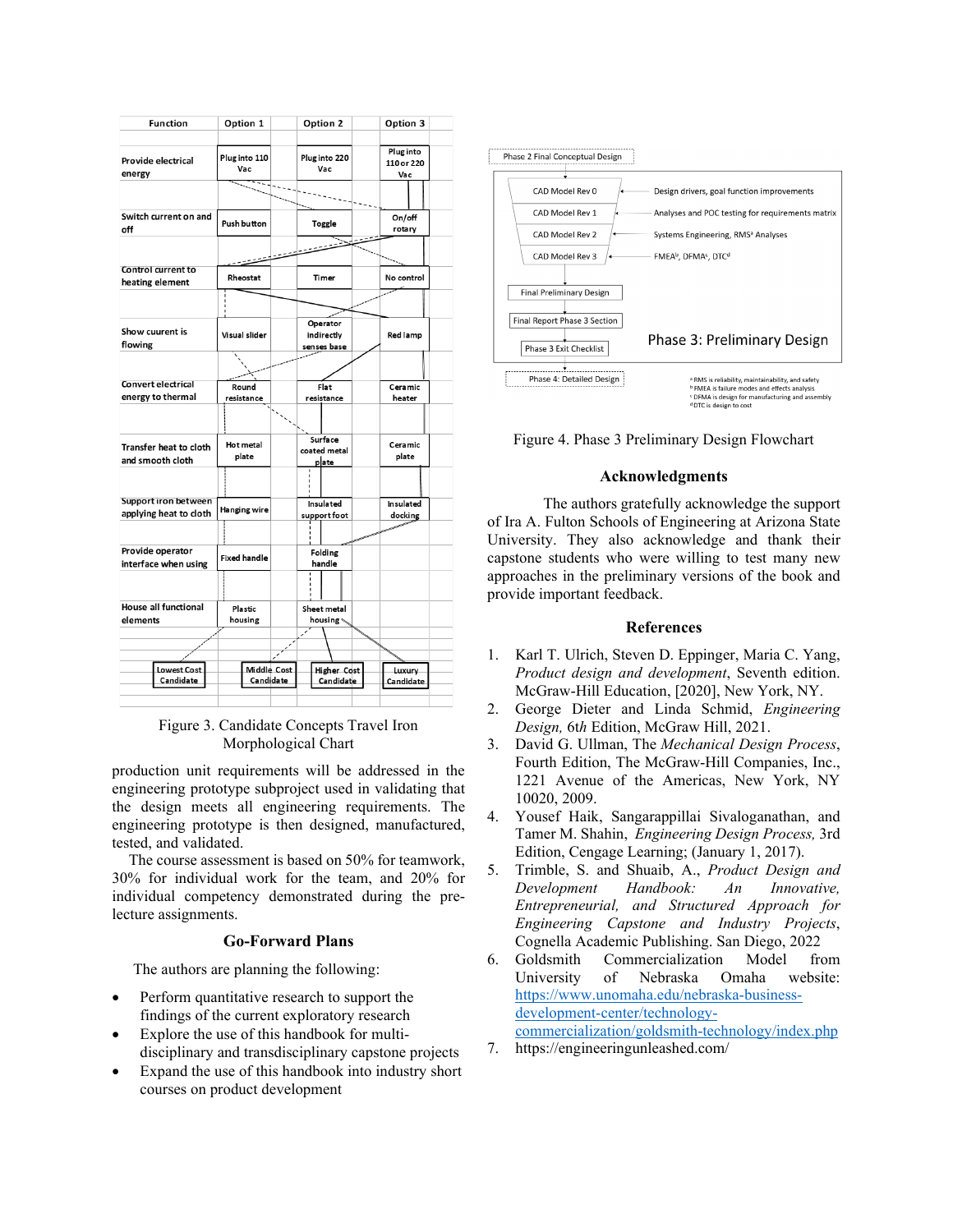| Function | Option 1 | Option 2 | Option 3 |
|---|---|---|---|
| Provide electrical energy | Plug into 110 Vac | Plug into 220 Vac | Plug into 110 or 220 Vac |
| Switch current on and off | Push button | Toggle | On/off rotary |
| Control current to heating element | Rheostat | Timer | No control |
| Show cuurent is flowing | Visual slider | Operator indirectly senses base | Red lamp |
| Convert electrical energy to thermal | Round resistance | Flat resistance | Ceramic heater |
| Transfer heat to cloth and smooth cloth | Hot metal plate | Surface coated metal plate | Ceramic plate |
| Support iron between applying heat to cloth | Hanging wire | Insulated support foot | Insulated docking |
| Provide operator interface when using | Fixed handle | Folding handle | |
| House all functional elements | Plastic housing | Sheet metal housing | |

Lowest Cost Candidate

Middle Cost Candidate

Higher Cost Candidate

Luxury Candidate

Figure 3. Candidate Concepts Travel Iron Morphological Chart

production unit requirements will be addressed in the engineering prototype subproject used in validating that the design meets all engineering requirements. The engineering prototype is then designed, manufactured, tested, and validated.

The course assessment is based on 50% for teamwork, 30% for individual work for the team, and 20% for individual competency demonstrated during the pre-lecture assignments.

## Go-Forward Plans

The authors are planning the following:

- Perform quantitative research to support the findings of the current exploratory research
- Explore the use of this handbook for multi-disciplinary and transdisciplinary capstone projects
- Expand the use of this handbook into industry short courses on product development

Phase 2 Final Conceptual Design

CAD Model Rev 0 — Design drivers, goal function improvements

CAD Model Rev 1 — Analyses and POC testing for requirements matrix

CAD Model Rev 2 — Systems Engineering, RMS[a] Analyses

CAD Model Rev 3 — FMEA[b], DFMA[c], DTC[d]

Final Preliminary Design

Final Report Phase 3 Section

Phase 3 Exit Checklist

Phase 3: Preliminary Design

Phase 4: Detailed Design

[a] RMS is reliability, maintainability, and safety
[b] FMEA is failure modes and effects analysis
[c] DFMA is design for manufacturing and assembly
[d] DTC is design to cost

Figure 4. Phase 3 Preliminary Design Flowchart

## Acknowledgments

The authors gratefully acknowledge the support of Ira A. Fulton Schools of Engineering at Arizona State University. They also acknowledge and thank their capstone students who were willing to test many new approaches in the preliminary versions of the book and provide important feedback.

## References

1. Karl T. Ulrich, Steven D. Eppinger, Maria C. Yang, *Product design and development*, Seventh edition. McGraw-Hill Education, [2020], New York, NY.
2. George Dieter and Linda Schmid, *Engineering Design,* 6*th* Edition, McGraw Hill, 2021.
3. David G. Ullman, The *Mechanical Design Process*, Fourth Edition, The McGraw-Hill Companies, Inc., 1221 Avenue of the Americas, New York, NY 10020, 2009.
4. Yousef Haik, Sangarappillai Sivaloganathan, and Tamer M. Shahin, *Engineering Design Process,* 3rd Edition, Cengage Learning; (January 1, 2017).
5. Trimble, S. and Shuaib, A., *Product Design and Development Handbook: An Innovative, Entrepreneurial, and Structured Approach for Engineering Capstone and Industry Projects*, Cognella Academic Publishing. San Diego, 2022
6. Goldsmith Commercialization Model from University of Nebraska Omaha website: https://www.unomaha.edu/nebraska-business-development-center/technology-commercialization/goldsmith-technology/index.php
7. https://engineeringunleashed.com/